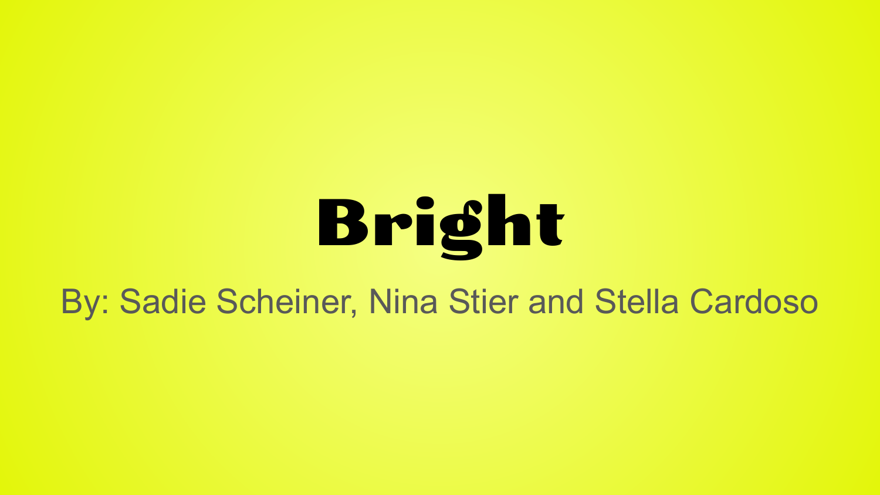# Bright

By: Sadie Scheiner, Nina Stier and Stella Cardoso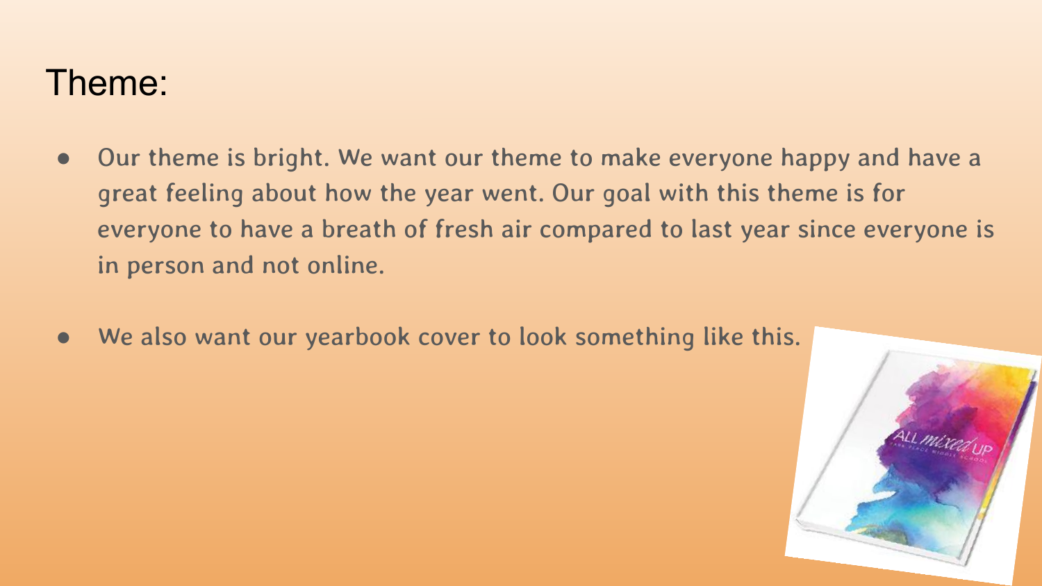# Theme:

- Our theme is bright. We want our theme to make everyone happy and have a great feeling about how the year went. Our goal with this theme is for everyone to have a breath of fresh air compared to last year since everyone is in person and not online.
- We also want our yearbook cover to look something like this.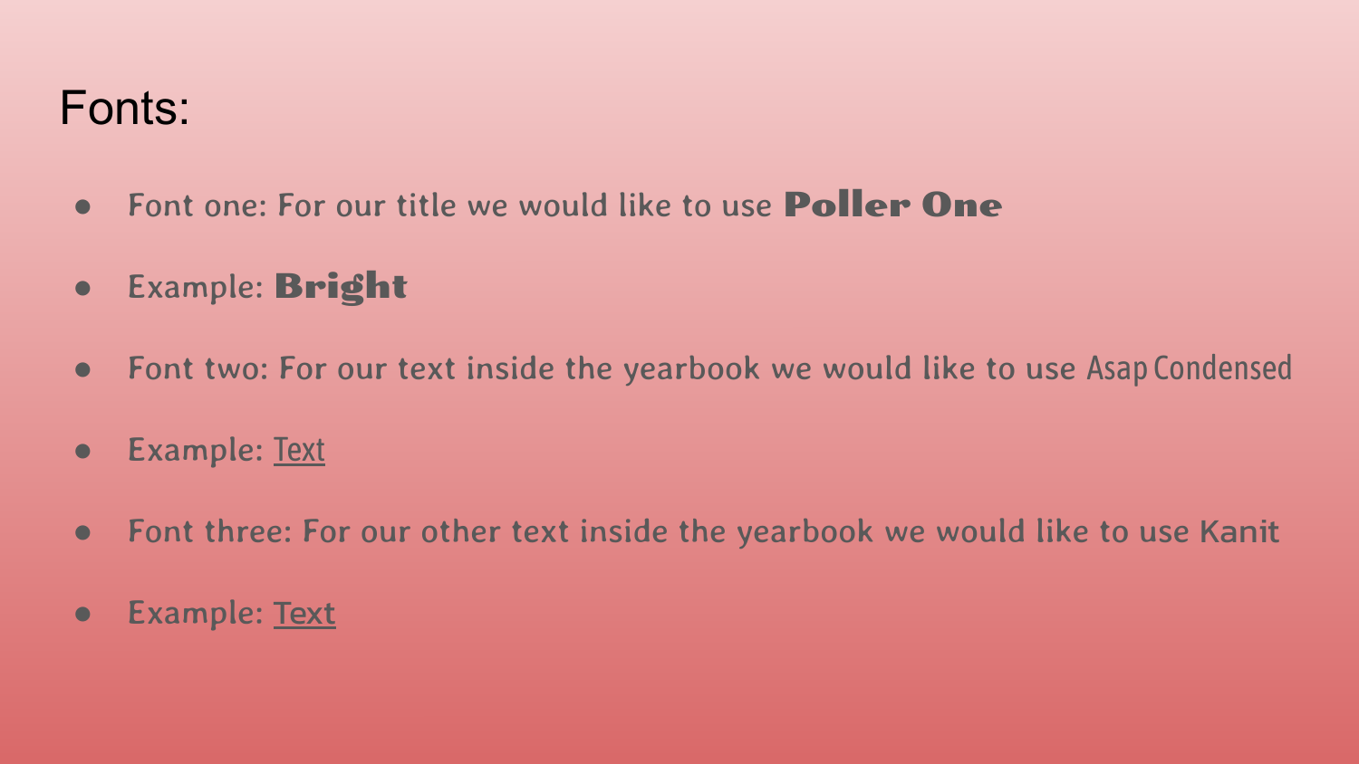# Fonts:

- Font one: For our title we would like to use **Poller One**
- Example: **Bright**
- Font two: For our text inside the yearbook we would like to use Asap Condensed
- Example: Text
- Font three: For our other text inside the yearbook we would like to use Kanit
- Example: Text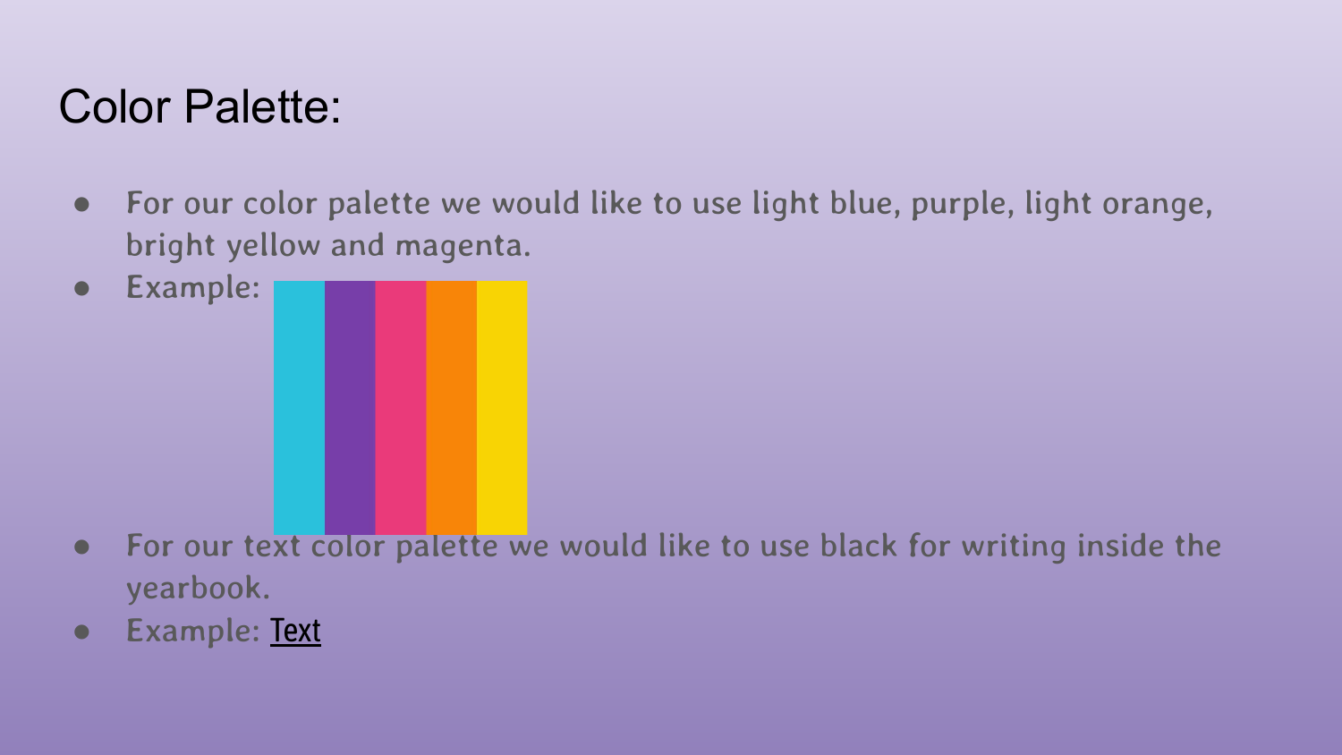# Color Palette:

- For our color palette we would like to use light blue, purple, light orange, bright yellow and magenta.
- Example:
- For our text color palette we would like to use black for writing inside the yearbook.
- Example: Text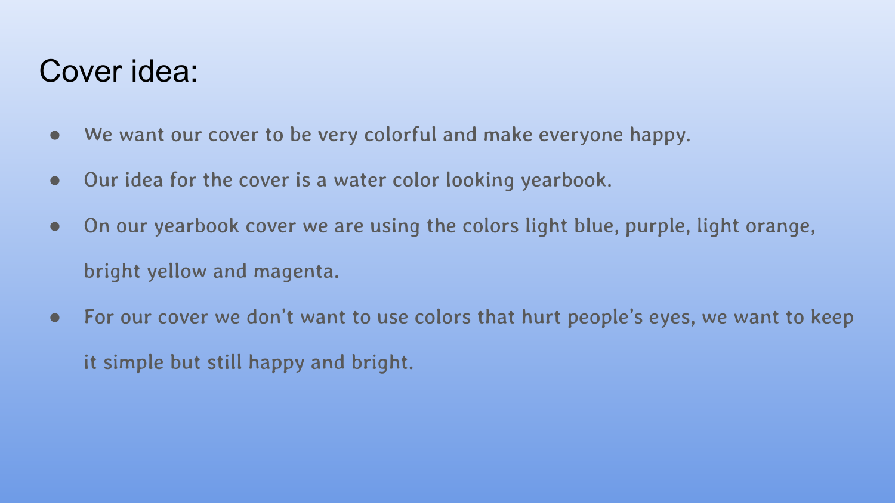# Cover idea:

- We want our cover to be very colorful and make everyone happy.
- Our idea for the cover is a water color looking yearbook.
- On our yearbook cover we are using the colors light blue, purple, light orange, bright yellow and magenta.
- For our cover we don't want to use colors that hurt people's eyes, we want to keep it simple but still happy and bright.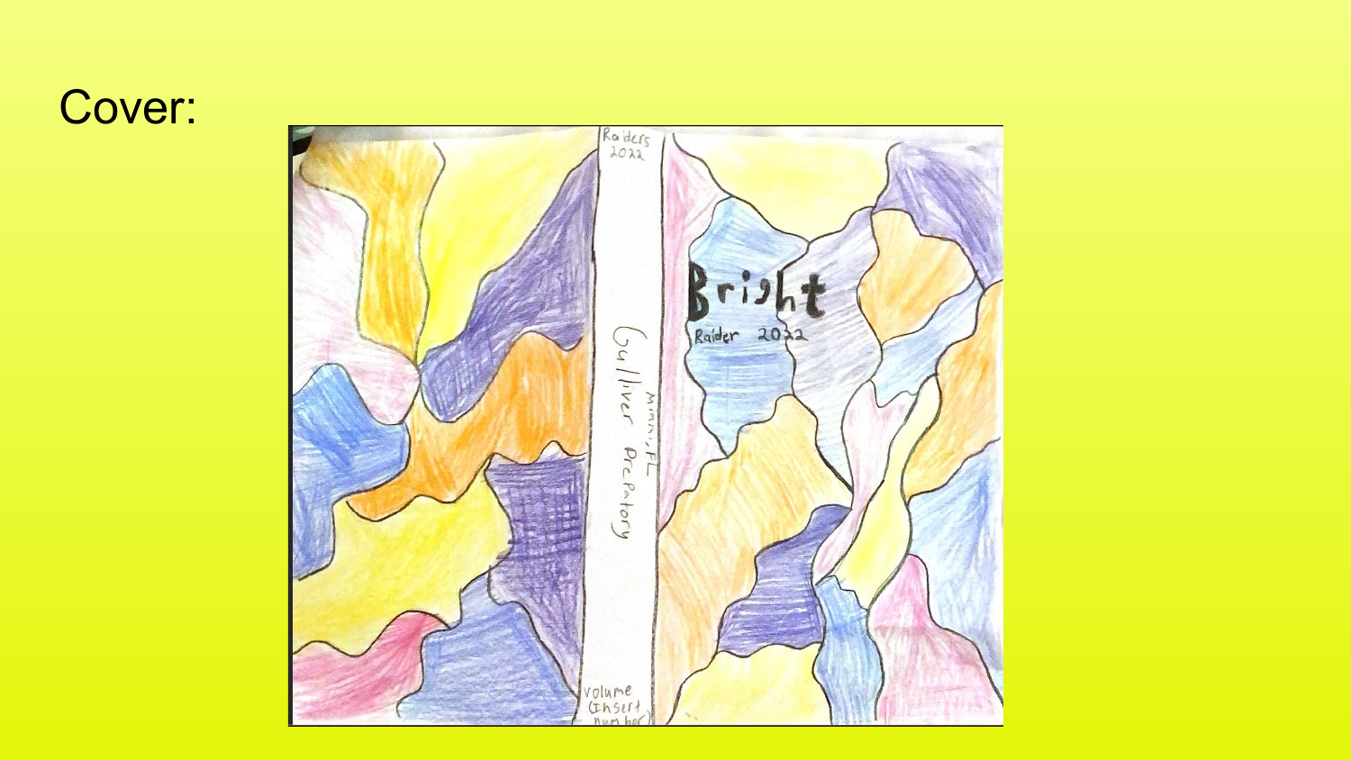Cover:

Raiders 2022

Gulliver Preparatory

Miami, FL

volume (insert number)

Bright

Raider 2022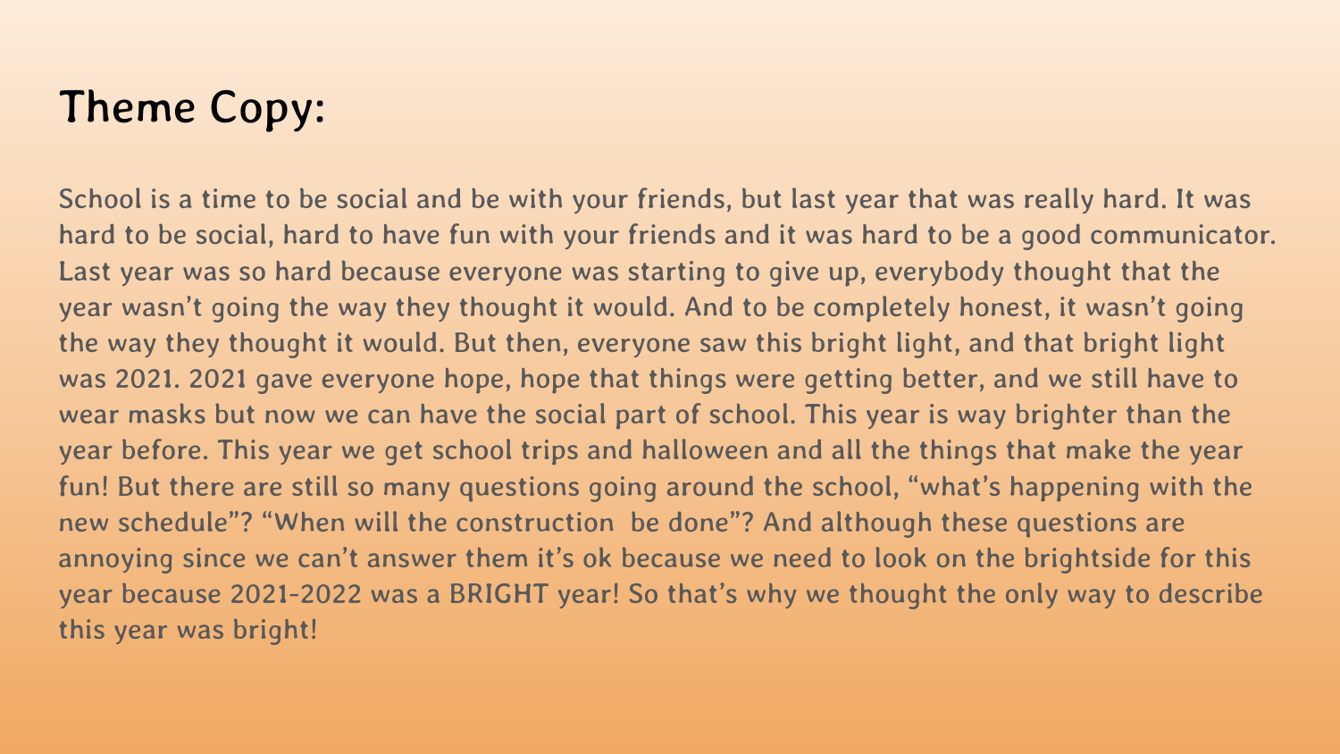# Theme Copy:

School is a time to be social and be with your friends, but last year that was really hard. It was hard to be social, hard to have fun with your friends and it was hard to be a good communicator. Last year was so hard because everyone was starting to give up, everybody thought that the year wasn't going the way they thought it would. And to be completely honest, it wasn't going the way they thought it would. But then, everyone saw this bright light, and that bright light was 2021. 2021 gave everyone hope, hope that things were getting better, and we still have to wear masks but now we can have the social part of school. This year is way brighter than the year before. This year we get school trips and halloween and all the things that make the year fun! But there are still so many questions going around the school, "what's happening with the new schedule"? "When will the construction  be done"? And although these questions are annoying since we can't answer them it's ok because we need to look on the brightside for this year because 2021-2022 was a BRIGHT year! So that's why we thought the only way to describe this year was bright!